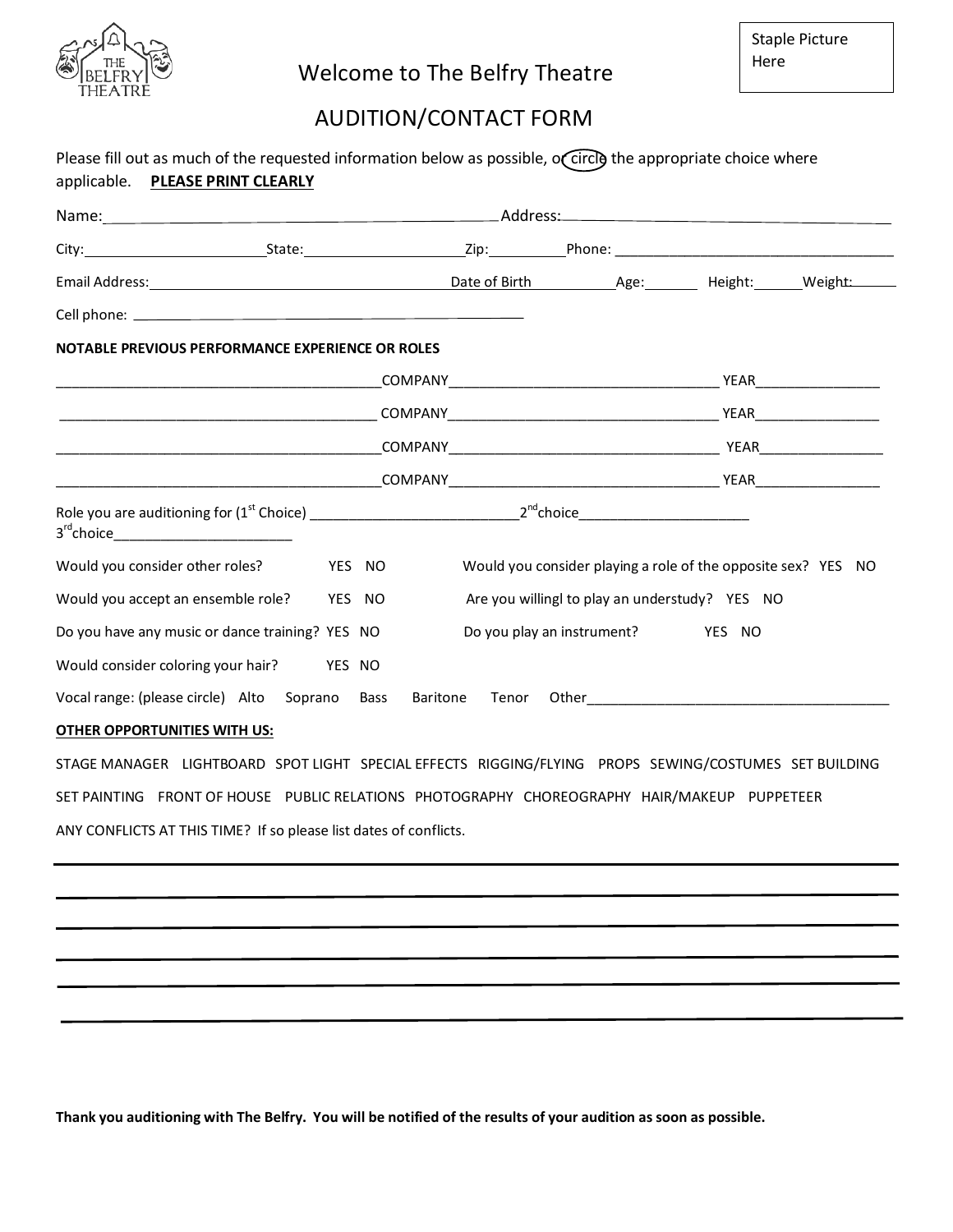Staple Picture Here

# Welcome to The Belfry Theatre

## AUDITION/CONTACT FORM

Please fill out as much of the requested information below as possible, or circle the appropriate choice where applicable. **PLEASE PRINT CLEARLY**

Name:______________________________________________ Address:_________________________________________

City:_______________________ State:____________________ Zip:__________ Phone: ___________________________________

Email Address:_____________________________________ Date of Birth __________ Age:_______ Height:______ Weight:______

Cell phone: ___________________________________________________

**NOTABLE PREVIOUS PERFORMANCE EXPERIENCE OR ROLES**

__________________________________________ COMPANY__________________________________ YEAR________________

__________________________________________ COMPANY__________________________________ YEAR________________

__________________________________________ COMPANY__________________________________ YEAR________________

__________________________________________ COMPANY__________________________________ YEAR________________

Role you are auditioning for (1st Choice) __________________________ 2nd choice______________________ 3rd choice_______________________

Would you consider other roles? YES NO

Would you consider playing a role of the opposite sex? YES NO

Would you accept an ensemble role? YES NO

Are you willingl to play an understudy? YES NO

Do you have any music or dance training? YES NO

Do you play an instrument? YES NO

Would consider coloring your hair? YES NO

Vocal range: (please circle) Alto Soprano Bass Baritone Tenor Other_______________________________________

**OTHER OPPORTUNITIES WITH US:**

STAGE MANAGER LIGHTBOARD SPOT LIGHT SPECIAL EFFECTS RIGGING/FLYING PROPS SEWING/COSTUMES SET BUILDING

SET PAINTING FRONT OF HOUSE PUBLIC RELATIONS PHOTOGRAPHY CHOREOGRAPHY HAIR/MAKEUP PUPPETEER

ANY CONFLICTS AT THIS TIME? If so please list dates of conflicts.

______________________________________________________________________________________________

______________________________________________________________________________________________

______________________________________________________________________________________________

______________________________________________________________________________________________

______________________________________________________________________________________________

______________________________________________________________________________________________

**Thank you auditioning with The Belfry. You will be notified of the results of your audition as soon as possible.**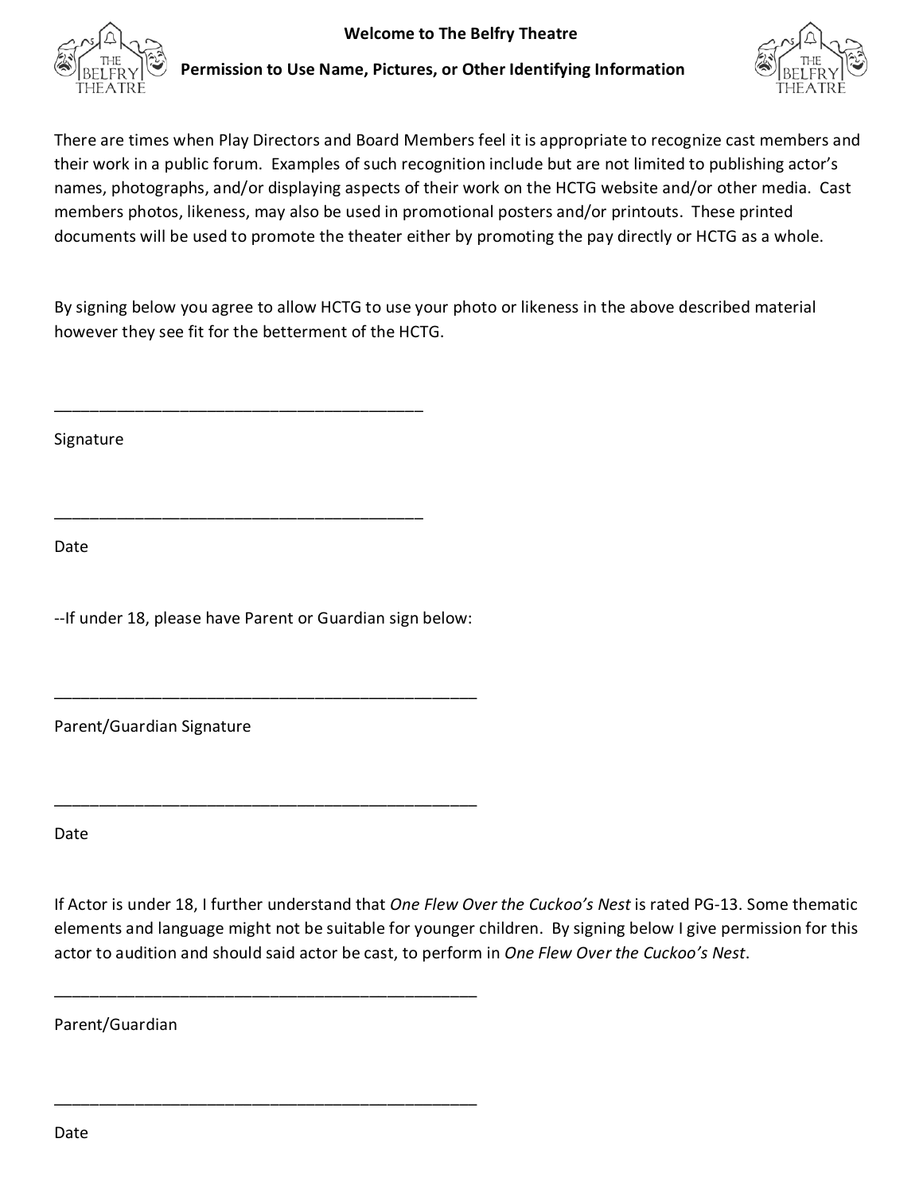**Welcome to The Belfry Theatre**

**Permission to Use Name, Pictures, or Other Identifying Information**

There are times when Play Directors and Board Members feel it is appropriate to recognize cast members and their work in a public forum. Examples of such recognition include but are not limited to publishing actor's names, photographs, and/or displaying aspects of their work on the HCTG website and/or other media. Cast members photos, likeness, may also be used in promotional posters and/or printouts. These printed documents will be used to promote the theater either by promoting the pay directly or HCTG as a whole.

By signing below you agree to allow HCTG to use your photo or likeness in the above described material however they see fit for the betterment of the HCTG.

\_\_\_\_\_\_\_\_\_\_\_\_\_\_\_\_\_\_\_\_\_\_\_\_\_\_\_\_\_\_\_\_\_\_\_\_\_\_\_\_

Signature

\_\_\_\_\_\_\_\_\_\_\_\_\_\_\_\_\_\_\_\_\_\_\_\_\_\_\_\_\_\_\_\_\_\_\_\_\_\_\_\_

Date

--If under 18, please have Parent or Guardian sign below:

\_\_\_\_\_\_\_\_\_\_\_\_\_\_\_\_\_\_\_\_\_\_\_\_\_\_\_\_\_\_\_\_\_\_\_\_\_\_\_\_\_\_\_\_\_\_

Parent/Guardian Signature

\_\_\_\_\_\_\_\_\_\_\_\_\_\_\_\_\_\_\_\_\_\_\_\_\_\_\_\_\_\_\_\_\_\_\_\_\_\_\_\_\_\_\_\_\_\_

Date

If Actor is under 18, I further understand that *One Flew Over the Cuckoo's Nest* is rated PG-13. Some thematic elements and language might not be suitable for younger children. By signing below I give permission for this actor to audition and should said actor be cast, to perform in *One Flew Over the Cuckoo's Nest*.

\_\_\_\_\_\_\_\_\_\_\_\_\_\_\_\_\_\_\_\_\_\_\_\_\_\_\_\_\_\_\_\_\_\_\_\_\_\_\_\_\_\_\_\_\_\_

Parent/Guardian

\_\_\_\_\_\_\_\_\_\_\_\_\_\_\_\_\_\_\_\_\_\_\_\_\_\_\_\_\_\_\_\_\_\_\_\_\_\_\_\_\_\_\_\_\_\_

Date